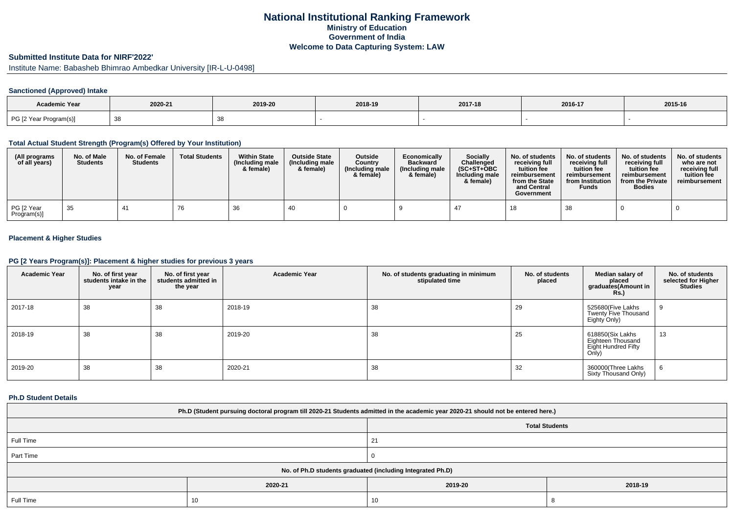# National Institutional Ranking Framework
## Ministry of Education
## Government of India
## Welcome to Data Capturing System: LAW

### Submitted Institute Data for NIRF'2022'

Institute Name: Babasheb Bhimrao Ambedkar University [IR-L-U-0498]

#### Sanctioned (Approved) Intake

| Academic Year | 2020-21 | 2019-20 | 2018-19 | 2017-18 | 2016-17 | 2015-16 |
|---|---|---|---|---|---|---|
| PG [2 Year Program(s)] | 38 | 38 | - | - | - | - |

#### Total Actual Student Strength (Program(s) Offered by Your Institution)

| (All programs of all years) | No. of Male Students | No. of Female Students | Total Students | Within State (Including male & female) | Outside State (Including male & female) | Outside Country (Including male & female) | Economically Backward (Including male & female) | Socially Challenged (SC+ST+OBC Including male & female) | No. of students receiving full tuition fee reimbursement from the State and Central Government | No. of students receiving full tuition fee reimbursement from Institution Funds | No. of students receiving full tuition fee reimbursement from the Private Bodies | No. of students who are not receiving full tuition fee reimbursement |
|---|---|---|---|---|---|---|---|---|---|---|---|---|
| PG [2 Year Program(s)] | 35 | 41 | 76 | 36 | 40 | 0 | 9 | 47 | 18 | 38 | 0 | 0 |

#### Placement & Higher Studies

#### PG [2 Years Program(s)]: Placement & higher studies for previous 3 years

| Academic Year | No. of first year students intake in the year | No. of first year students admitted in the year | Academic Year | No. of students graduating in minimum stipulated time | No. of students placed | Median salary of placed graduates(Amount in Rs.) | No. of students selected for Higher Studies |
|---|---|---|---|---|---|---|---|
| 2017-18 | 38 | 38 | 2018-19 | 38 | 29 | 525680(Five Lakhs Twenty Five Thousand Eighty Only) | 9 |
| 2018-19 | 38 | 38 | 2019-20 | 38 | 25 | 618850(Six Lakhs Eighteen Thousand Eight Hundred Fifty Only) | 13 |
| 2019-20 | 38 | 38 | 2020-21 | 38 | 32 | 360000(Three Lakhs Sixty Thousand Only) | 6 |

#### Ph.D Student Details

| Ph.D (Student pursuing doctoral program till 2020-21 Students admitted in the academic year 2020-21 should not be entered here.) | |
|---|---|
| | Total Students |
| Full Time | 21 |
| Part Time | 0 |

| No. of Ph.D students graduated (including Integrated Ph.D) | | | |
|---|---|---|---|
| | 2020-21 | 2019-20 | 2018-19 |
| Full Time | 10 | 10 | 8 |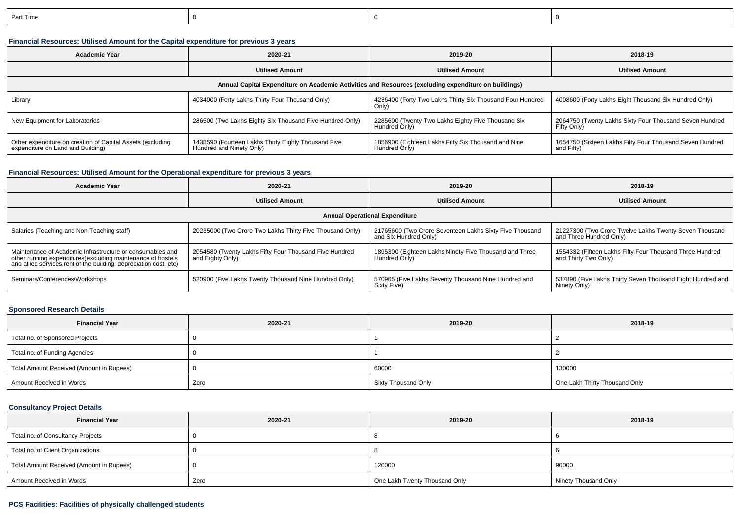| Part Time | 0 | 0 | 0 |
|---|---|---|---|

### Financial Resources: Utilised Amount for the Capital expenditure for previous 3 years

| Academic Year | 2020-21 | 2019-20 | 2018-19 |
|---|---|---|---|
| | Utilised Amount | Utilised Amount | Utilised Amount |
| Annual Capital Expenditure on Academic Activities and Resources (excluding expenditure on buildings) | | | |
| Library | 4034000 (Forty Lakhs Thirty Four Thousand Only) | 4236400 (Forty Two Lakhs Thirty Six Thousand Four Hundred Only) | 4008600 (Forty Lakhs Eight Thousand Six Hundred Only) |
| New Equipment for Laboratories | 286500 (Two Lakhs Eighty Six Thousand Five Hundred Only) | 2285600 (Twenty Two Lakhs Eighty Five Thousand Six Hundred Only) | 2064750 (Twenty Lakhs Sixty Four Thousand Seven Hundred Fifty Only) |
| Other expenditure on creation of Capital Assets (excluding expenditure on Land and Building) | 1438590 (Fourteen Lakhs Thirty Eighty Thousand Five Hundred and Ninety Only) | 1856900 (Eighteen Lakhs Fifty Six Thousand and Nine Hundred Only) | 1654750 (Sixteen Lakhs Fifty Four Thousand Seven Hundred and Fifty) |

### Financial Resources: Utilised Amount for the Operational expenditure for previous 3 years

| Academic Year | 2020-21 | 2019-20 | 2018-19 |
|---|---|---|---|
| | Utilised Amount | Utilised Amount | Utilised Amount |
| Annual Operational Expenditure | | | |
| Salaries (Teaching and Non Teaching staff) | 20235000 (Two Crore Two Lakhs Thirty Five Thousand Only) | 21765600 (Two Crore Seventeen Lakhs Sixty Five Thousand and Six Hundred Only) | 21227300 (Two Crore Twelve Lakhs Twenty Seven Thousand and Three Hundred Only) |
| Maintenance of Academic Infrastructure or consumables and other running expenditures(excluding maintenance of hostels and allied services,rent of the building, depreciation cost, etc) | 2054580 (Twenty Lakhs Fifty Four Thousand Five Hundred and Eighty Only) | 1895300 (Eighteen Lakhs Ninety Five Thousand and Three Hundred Only) | 1554332 (Fifteen Lakhs Fifty Four Thousand Three Hundred and Thirty Two Only) |
| Seminars/Conferences/Workshops | 520900 (Five Lakhs Twenty Thousand Nine Hundred Only) | 570965 (Five Lakhs Seventy Thousand Nine Hundred and Sixty Five) | 537890 (Five Lakhs Thirty Seven Thousand Eight Hundred and Ninety Only) |

### Sponsored Research Details

| Financial Year | 2020-21 | 2019-20 | 2018-19 |
|---|---|---|---|
| Total no. of Sponsored Projects | 0 | 1 | 2 |
| Total no. of Funding Agencies | 0 | 1 | 2 |
| Total Amount Received (Amount in Rupees) | 0 | 60000 | 130000 |
| Amount Received in Words | Zero | Sixty Thousand Only | One Lakh Thirty Thousand Only |

### Consultancy Project Details

| Financial Year | 2020-21 | 2019-20 | 2018-19 |
|---|---|---|---|
| Total no. of Consultancy Projects | 0 | 8 | 6 |
| Total no. of Client Organizations | 0 | 8 | 6 |
| Total Amount Received (Amount in Rupees) | 0 | 120000 | 90000 |
| Amount Received in Words | Zero | One Lakh Twenty Thousand Only | Ninety Thousand Only |

### PCS Facilities: Facilities of physically challenged students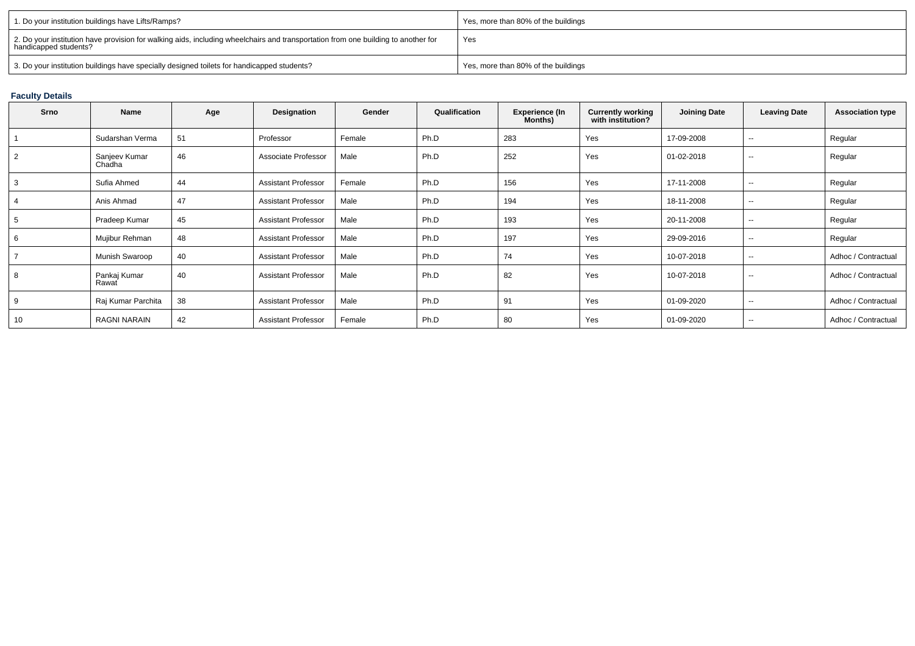| | |
|---|---|
| 1. Do your institution buildings have Lifts/Ramps? | Yes, more than 80% of the buildings |
| 2. Do your institution have provision for walking aids, including wheelchairs and transportation from one building to another for handicapped students? | Yes |
| 3. Do your institution buildings have specially designed toilets for handicapped students? | Yes, more than 80% of the buildings |

### Faculty Details

| Srno | Name | Age | Designation | Gender | Qualification | Experience (In Months) | Currently working with institution? | Joining Date | Leaving Date | Association type |
|---|---|---|---|---|---|---|---|---|---|---|
| 1 | Sudarshan Verma | 51 | Professor | Female | Ph.D | 283 | Yes | 17-09-2008 | -- | Regular |
| 2 | Sanjeev Kumar Chadha | 46 | Associate Professor | Male | Ph.D | 252 | Yes | 01-02-2018 | -- | Regular |
| 3 | Sufia Ahmed | 44 | Assistant Professor | Female | Ph.D | 156 | Yes | 17-11-2008 | -- | Regular |
| 4 | Anis Ahmad | 47 | Assistant Professor | Male | Ph.D | 194 | Yes | 18-11-2008 | -- | Regular |
| 5 | Pradeep Kumar | 45 | Assistant Professor | Male | Ph.D | 193 | Yes | 20-11-2008 | -- | Regular |
| 6 | Mujibur Rehman | 48 | Assistant Professor | Male | Ph.D | 197 | Yes | 29-09-2016 | -- | Regular |
| 7 | Munish Swaroop | 40 | Assistant Professor | Male | Ph.D | 74 | Yes | 10-07-2018 | -- | Adhoc / Contractual |
| 8 | Pankaj Kumar Rawat | 40 | Assistant Professor | Male | Ph.D | 82 | Yes | 10-07-2018 | -- | Adhoc / Contractual |
| 9 | Raj Kumar Parchita | 38 | Assistant Professor | Male | Ph.D | 91 | Yes | 01-09-2020 | -- | Adhoc / Contractual |
| 10 | RAGNI NARAIN | 42 | Assistant Professor | Female | Ph.D | 80 | Yes | 01-09-2020 | -- | Adhoc / Contractual |